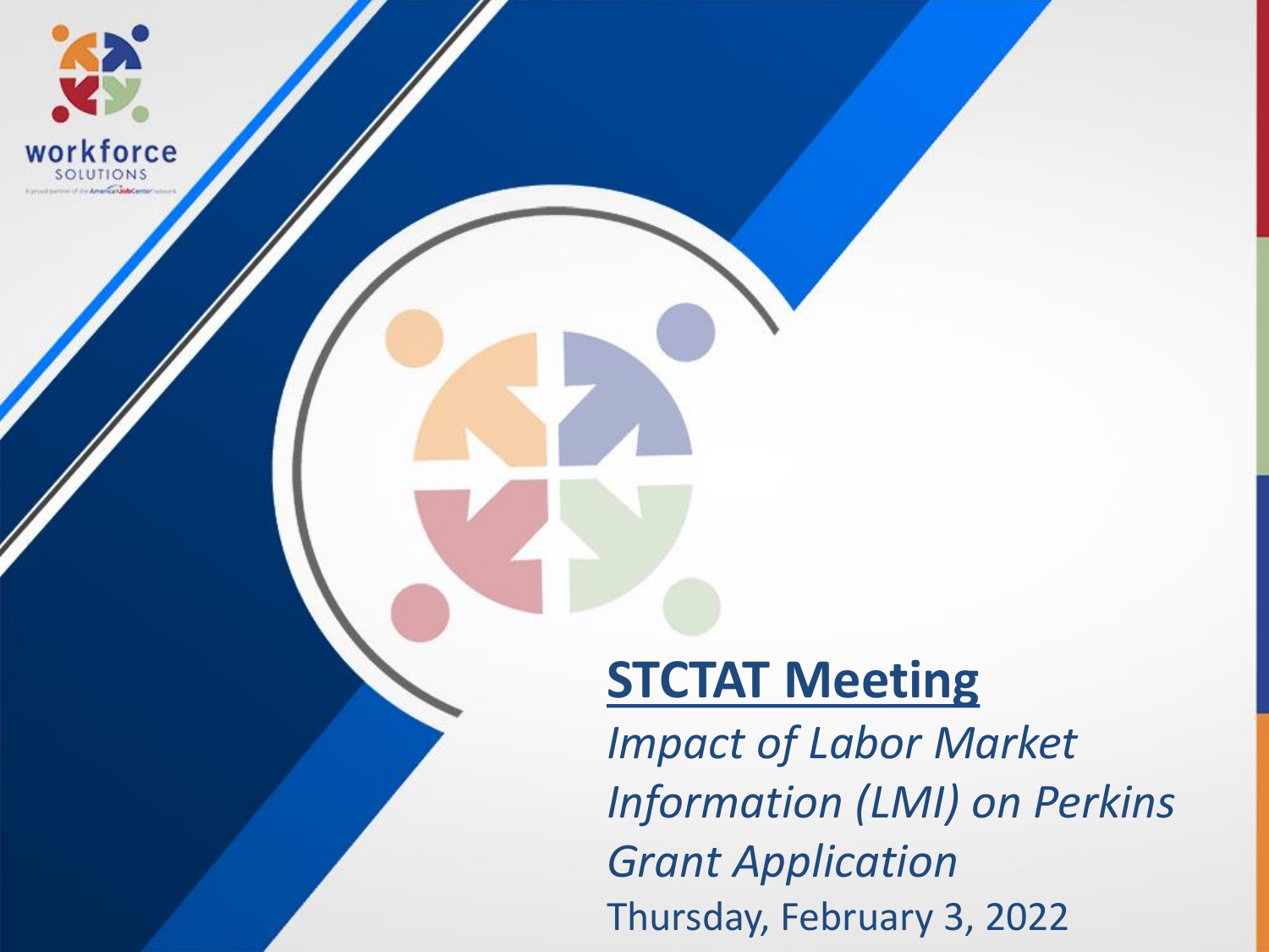workforce SOLUTIONS

A proud partner of the AmericanJobCenter network

# STCTAT Meeting

*Impact of Labor Market Information (LMI) on Perkins Grant Application*

Thursday, February 3, 2022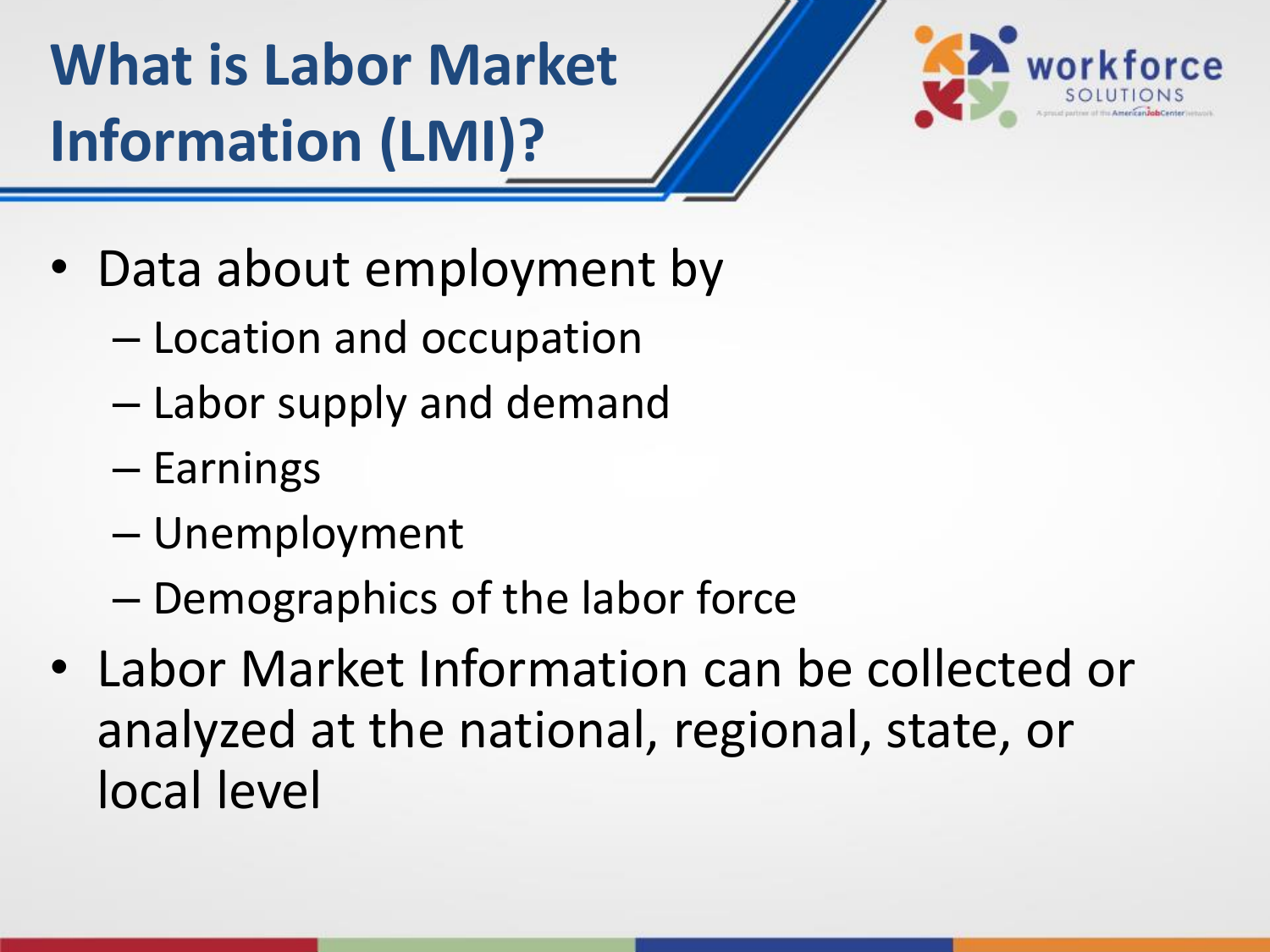# What is Labor Market Information (LMI)?

- Data about employment by
  - Location and occupation
  - Labor supply and demand
  - Earnings
  - Unemployment
  - Demographics of the labor force
- Labor Market Information can be collected or analyzed at the national, regional, state, or local level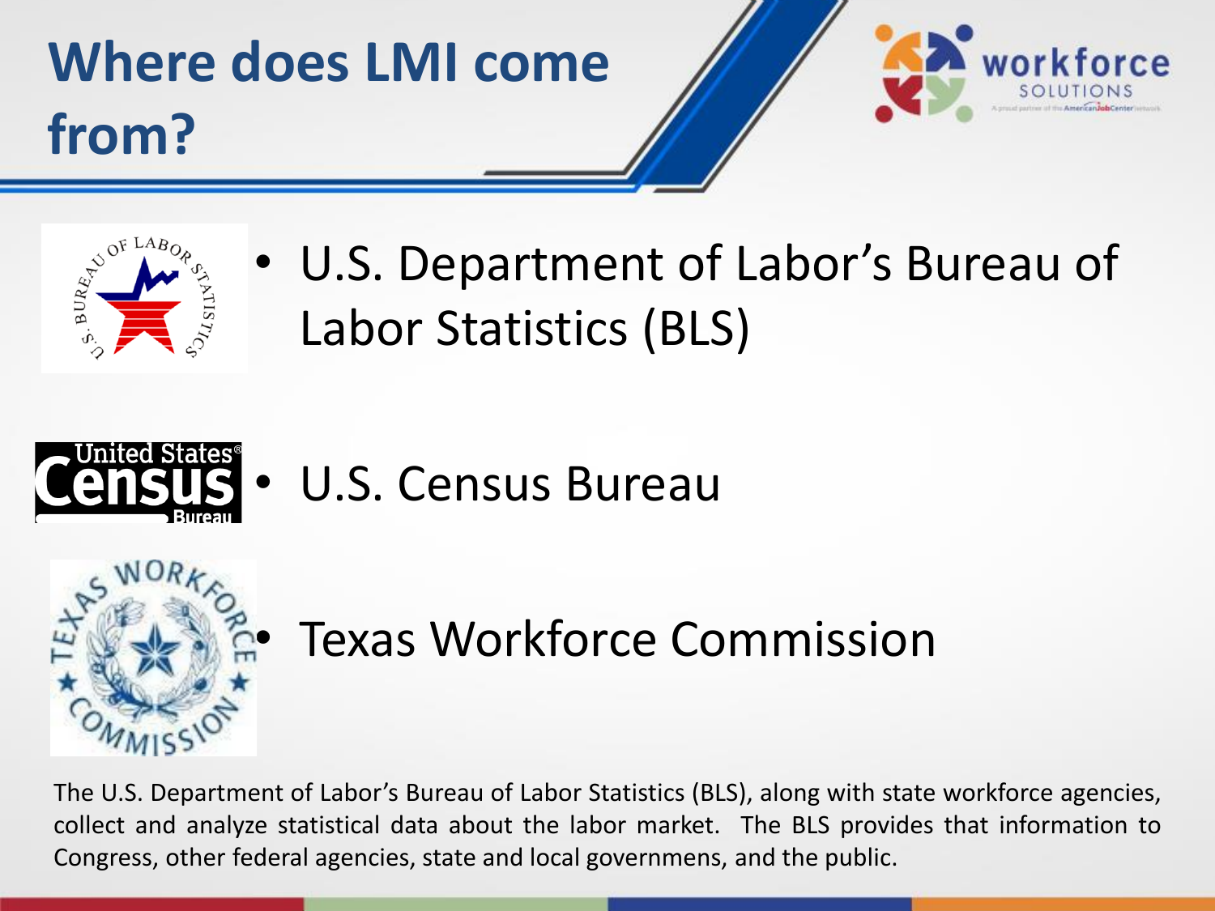# Where does LMI come from?

- U.S. Department of Labor's Bureau of Labor Statistics (BLS)
- U.S. Census Bureau
- Texas Workforce Commission

The U.S. Department of Labor's Bureau of Labor Statistics (BLS), along with state workforce agencies, collect and analyze statistical data about the labor market. The BLS provides that information to Congress, other federal agencies, state and local governmens, and the public.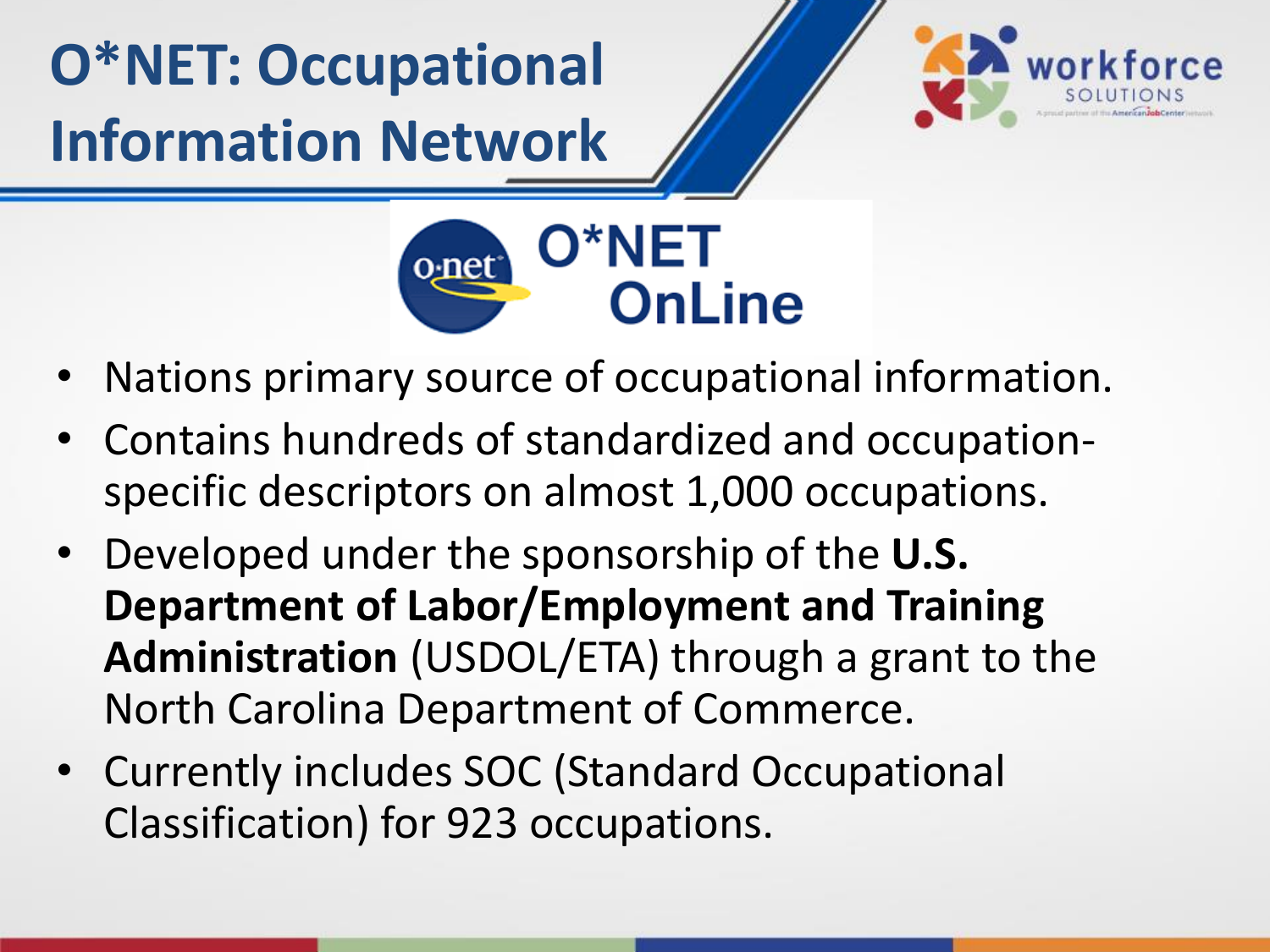# O*NET: Occupational Information Network

O*NET OnLine

- Nations primary source of occupational information.
- Contains hundreds of standardized and occupation-specific descriptors on almost 1,000 occupations.
- Developed under the sponsorship of the **U.S. Department of Labor/Employment and Training Administration** (USDOL/ETA) through a grant to the North Carolina Department of Commerce.
- Currently includes SOC (Standard Occupational Classification) for 923 occupations.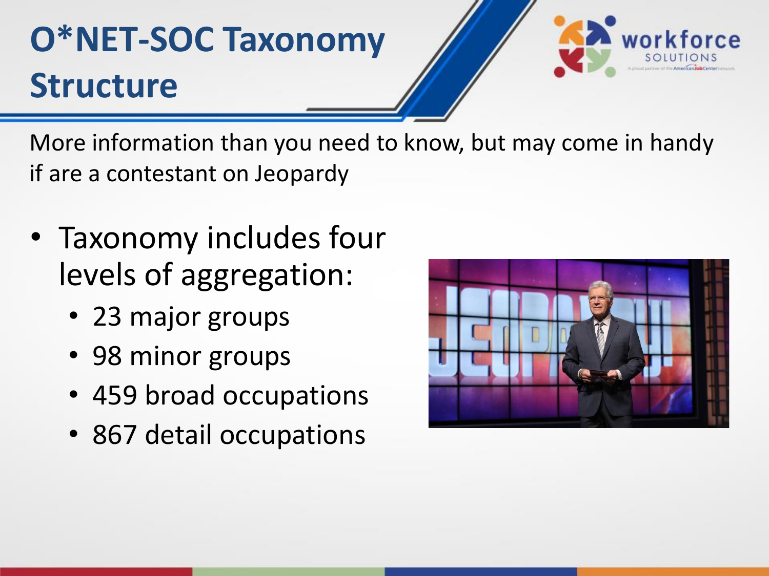# O*NET-SOC Taxonomy Structure

More information than you need to know, but may come in handy if are a contestant on Jeopardy

- Taxonomy includes four levels of aggregation:
  - 23 major groups
  - 98 minor groups
  - 459 broad occupations
  - 867 detail occupations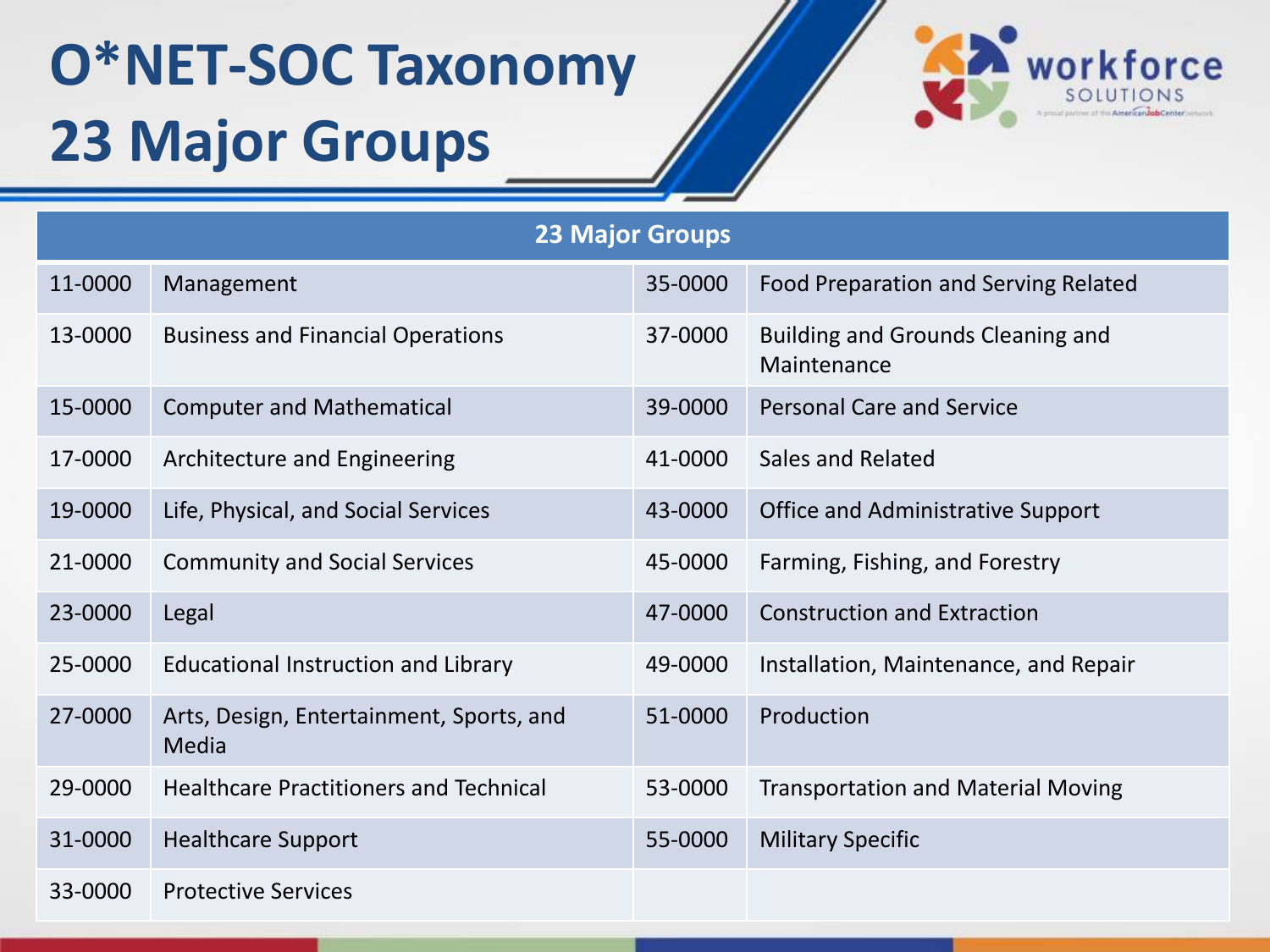# O*NET-SOC Taxonomy 23 Major Groups

| 23 Major Groups | | | |
|---|---|---|---|
| 11-0000 | Management | 35-0000 | Food Preparation and Serving Related |
| 13-0000 | Business and Financial Operations | 37-0000 | Building and Grounds Cleaning and Maintenance |
| 15-0000 | Computer and Mathematical | 39-0000 | Personal Care and Service |
| 17-0000 | Architecture and Engineering | 41-0000 | Sales and Related |
| 19-0000 | Life, Physical, and Social Services | 43-0000 | Office and Administrative Support |
| 21-0000 | Community and Social Services | 45-0000 | Farming, Fishing, and Forestry |
| 23-0000 | Legal | 47-0000 | Construction and Extraction |
| 25-0000 | Educational Instruction and Library | 49-0000 | Installation, Maintenance, and Repair |
| 27-0000 | Arts, Design, Entertainment, Sports, and Media | 51-0000 | Production |
| 29-0000 | Healthcare Practitioners and Technical | 53-0000 | Transportation and Material Moving |
| 31-0000 | Healthcare Support | 55-0000 | Military Specific |
| 33-0000 | Protective Services | | |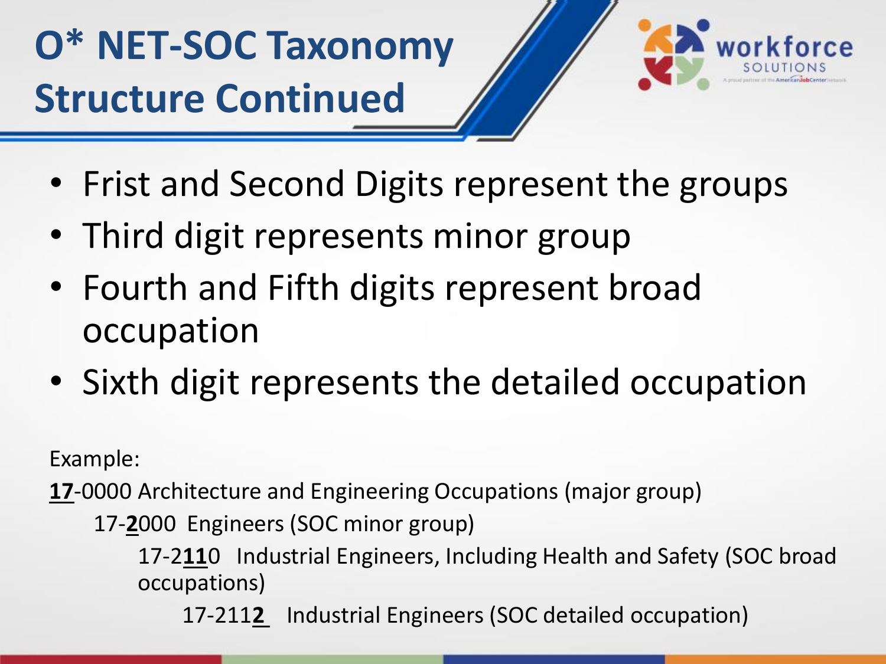# O* NET-SOC Taxonomy Structure Continued

- Frist and Second Digits represent the groups
- Third digit represents minor group
- Fourth and Fifth digits represent broad occupation
- Sixth digit represents the detailed occupation

Example:

**17**-0000 Architecture and Engineering Occupations (major group)

17-**2**000 Engineers (SOC minor group)

17-2**11**0 Industrial Engineers, Including Health and Safety (SOC broad occupations)

17-211**2** Industrial Engineers (SOC detailed occupation)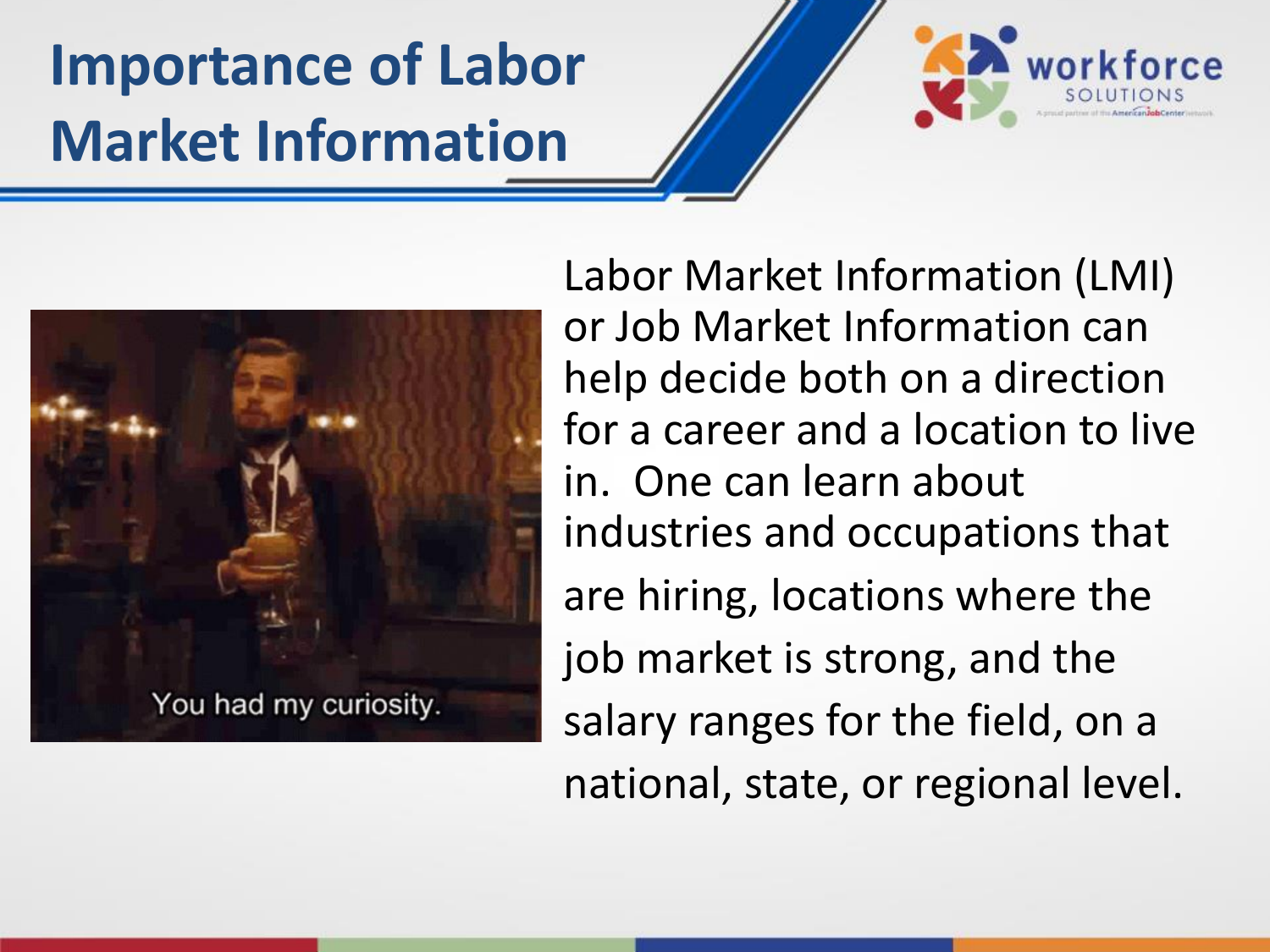# Importance of Labor Market Information

Labor Market Information (LMI) or Job Market Information can help decide both on a direction for a career and a location to live in.  One can learn about industries and occupations that are hiring, locations where the job market is strong, and the salary ranges for the field, on a national, state, or regional level.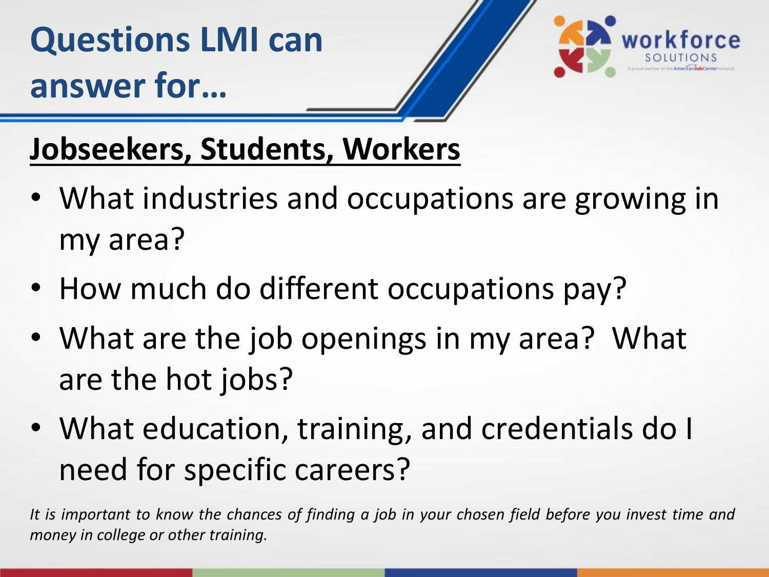# Questions LMI can answer for…

## Jobseekers, Students, Workers

- What industries and occupations are growing in my area?
- How much do different occupations pay?
- What are the job openings in my area? What are the hot jobs?
- What education, training, and credentials do I need for specific careers?

*It is important to know the chances of finding a job in your chosen field before you invest time and money in college or other training.*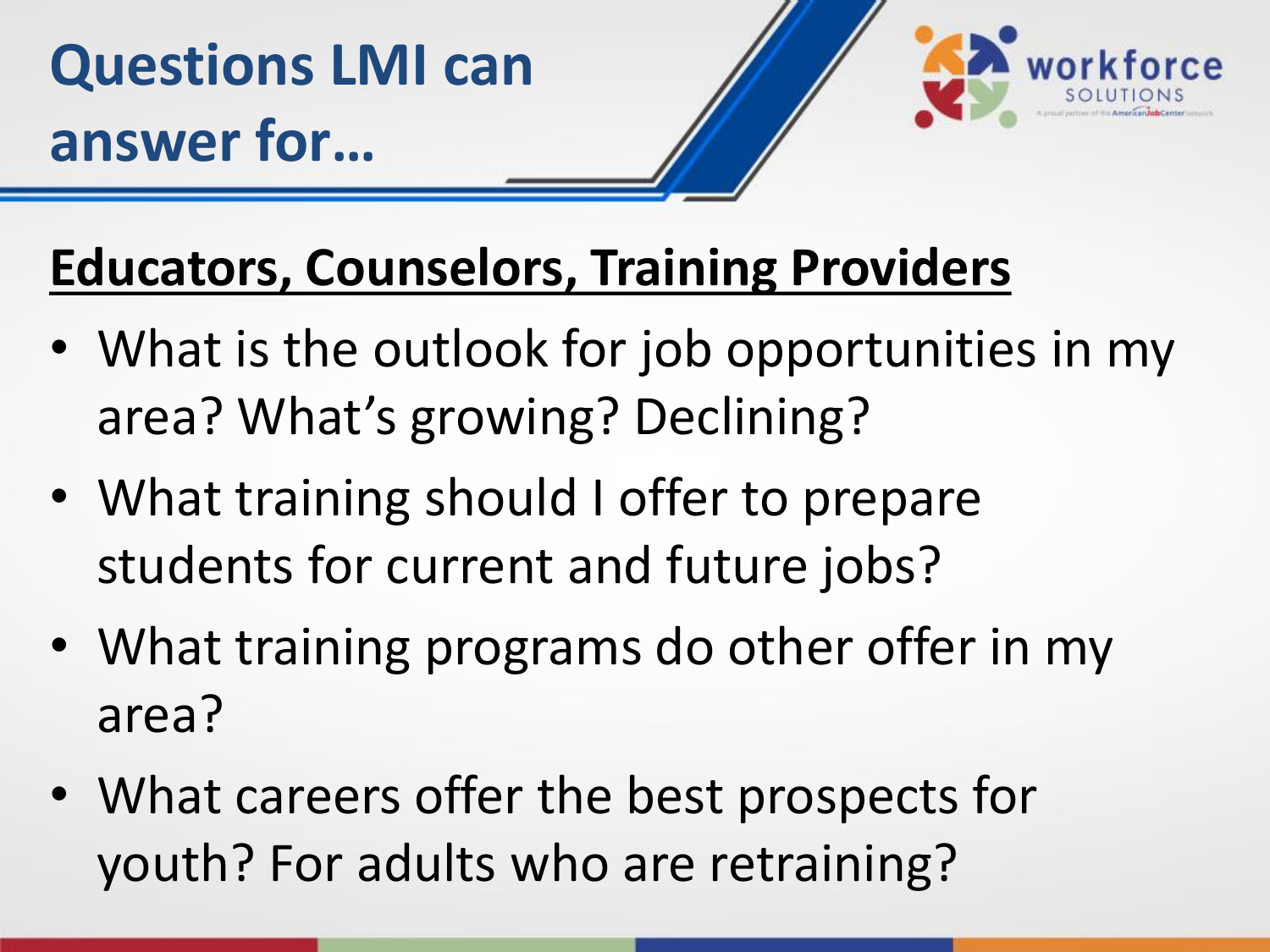# Questions LMI can answer for…

## Educators, Counselors, Training Providers

- What is the outlook for job opportunities in my area? What's growing? Declining?
- What training should I offer to prepare students for current and future jobs?
- What training programs do other offer in my area?
- What careers offer the best prospects for youth? For adults who are retraining?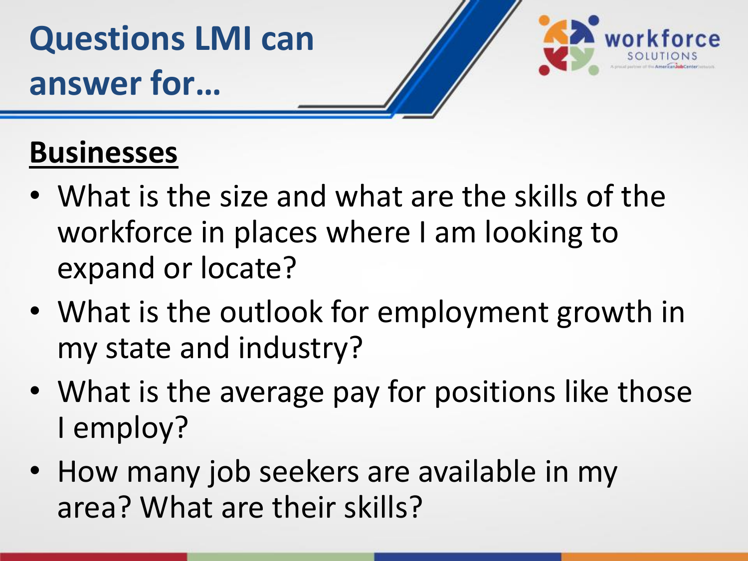# Questions LMI can answer for…

## Businesses

- What is the size and what are the skills of the workforce in places where I am looking to expand or locate?
- What is the outlook for employment growth in my state and industry?
- What is the average pay for positions like those I employ?
- How many job seekers are available in my area? What are their skills?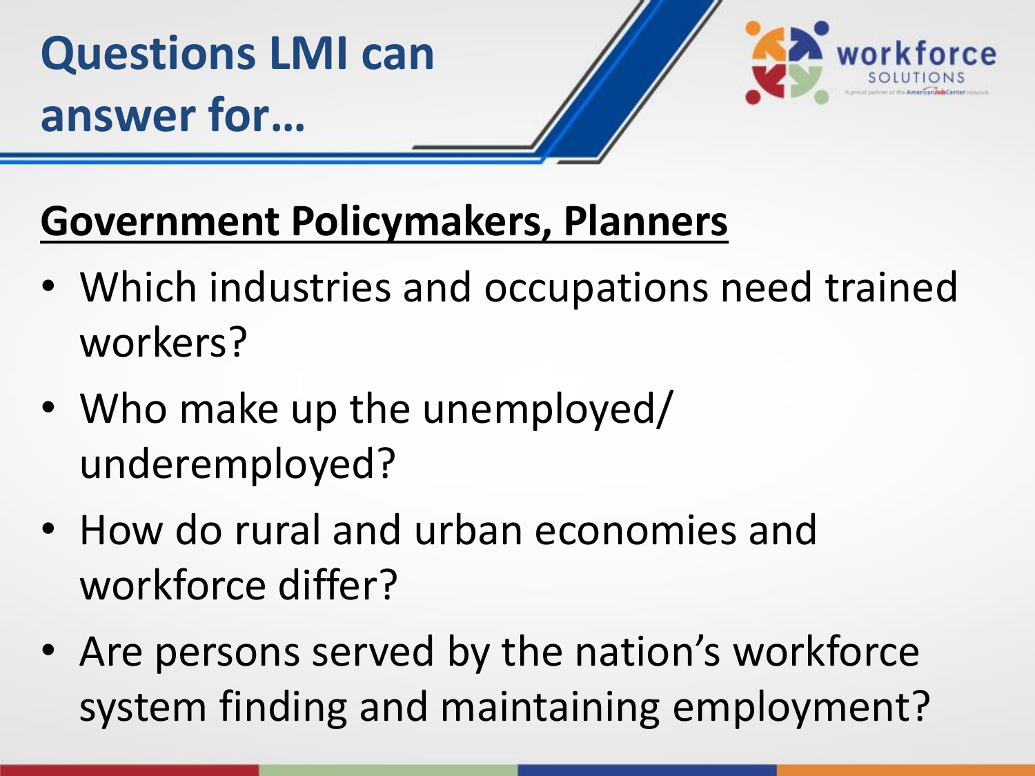# Questions LMI can answer for…

**Government Policymakers, Planners**

- Which industries and occupations need trained workers?
- Who make up the unemployed/ underemployed?
- How do rural and urban economies and workforce differ?
- Are persons served by the nation's workforce system finding and maintaining employment?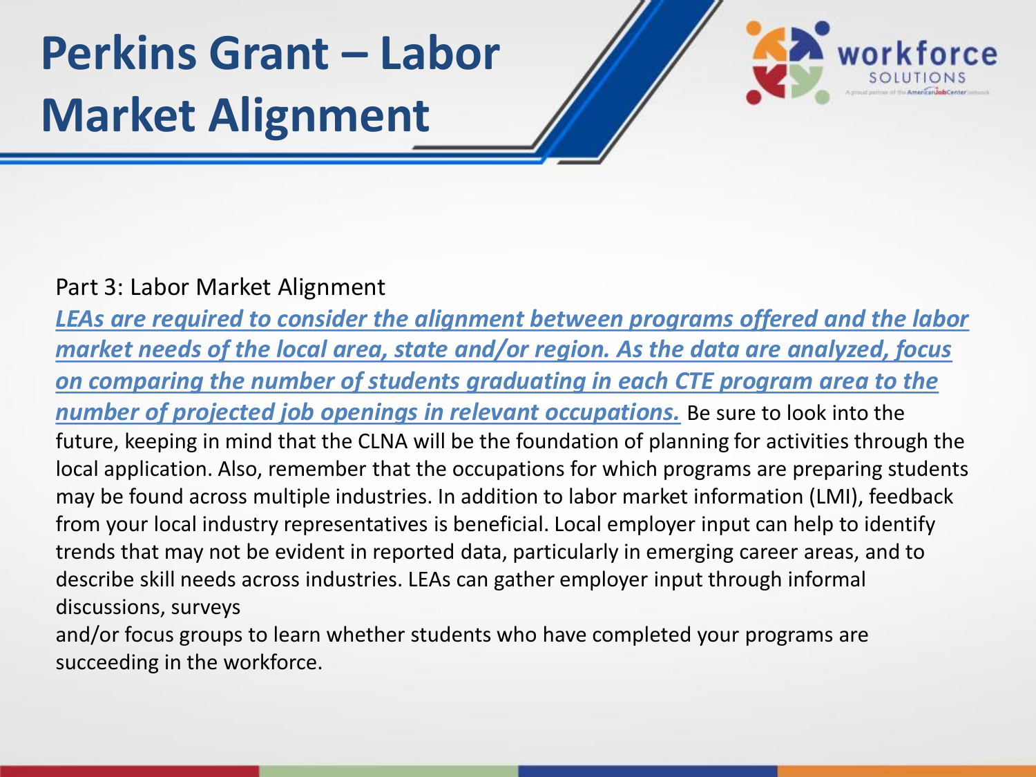# Perkins Grant – Labor Market Alignment

Part 3: Labor Market Alignment

***LEAs are required to consider the alignment between programs offered and the labor market needs of the local area, state and/or region. As the data are analyzed, focus on comparing the number of students graduating in each CTE program area to the number of projected job openings in relevant occupations.*** Be sure to look into the future, keeping in mind that the CLNA will be the foundation of planning for activities through the local application. Also, remember that the occupations for which programs are preparing students may be found across multiple industries. In addition to labor market information (LMI), feedback from your local industry representatives is beneficial. Local employer input can help to identify trends that may not be evident in reported data, particularly in emerging career areas, and to describe skill needs across industries. LEAs can gather employer input through informal discussions, surveys and/or focus groups to learn whether students who have completed your programs are succeeding in the workforce.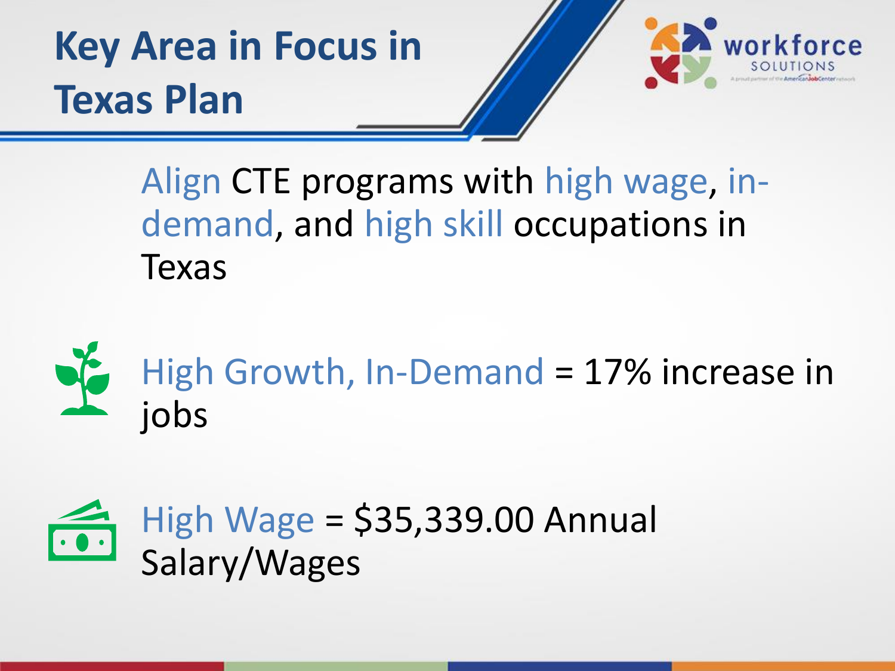# Key Area in Focus in Texas Plan

Align CTE programs with high wage, in-demand, and high skill occupations in Texas

High Growth, In-Demand = 17% increase in jobs

High Wage = $35,339.00 Annual Salary/Wages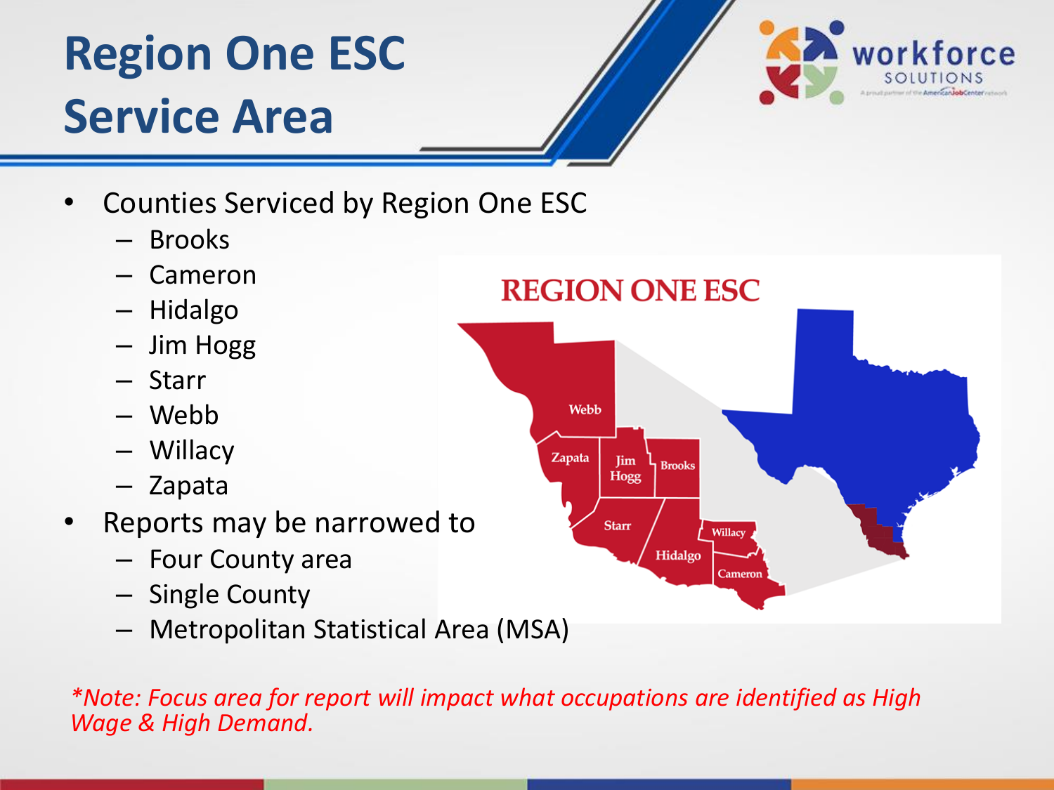# Region One ESC Service Area

- Counties Serviced by Region One ESC
  - Brooks
  - Cameron
  - Hidalgo
  - Jim Hogg
  - Starr
  - Webb
  - Willacy
  - Zapata
- Reports may be narrowed to
  - Four County area
  - Single County
  - Metropolitan Statistical Area (MSA)

*\*Note: Focus area for report will impact what occupations are identified as High Wage & High Demand.*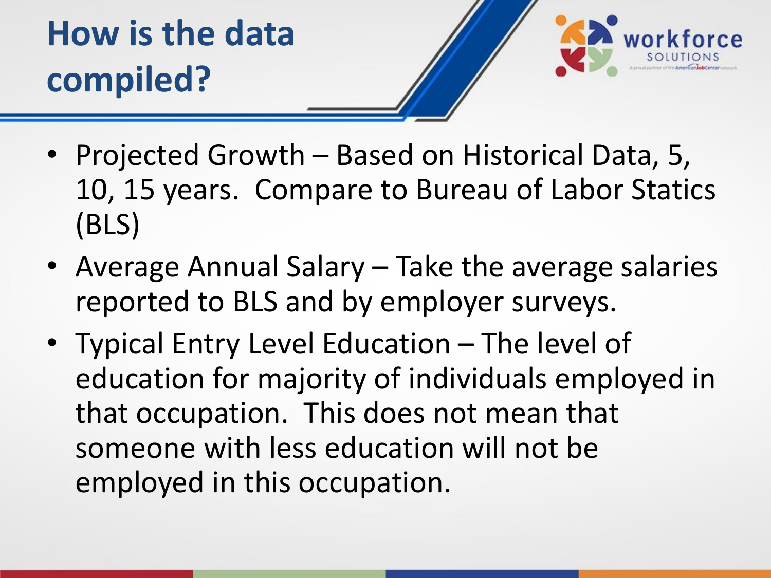# How is the data compiled?

- Projected Growth – Based on Historical Data, 5, 10, 15 years. Compare to Bureau of Labor Statics (BLS)
- Average Annual Salary – Take the average salaries reported to BLS and by employer surveys.
- Typical Entry Level Education – The level of education for majority of individuals employed in that occupation. This does not mean that someone with less education will not be employed in this occupation.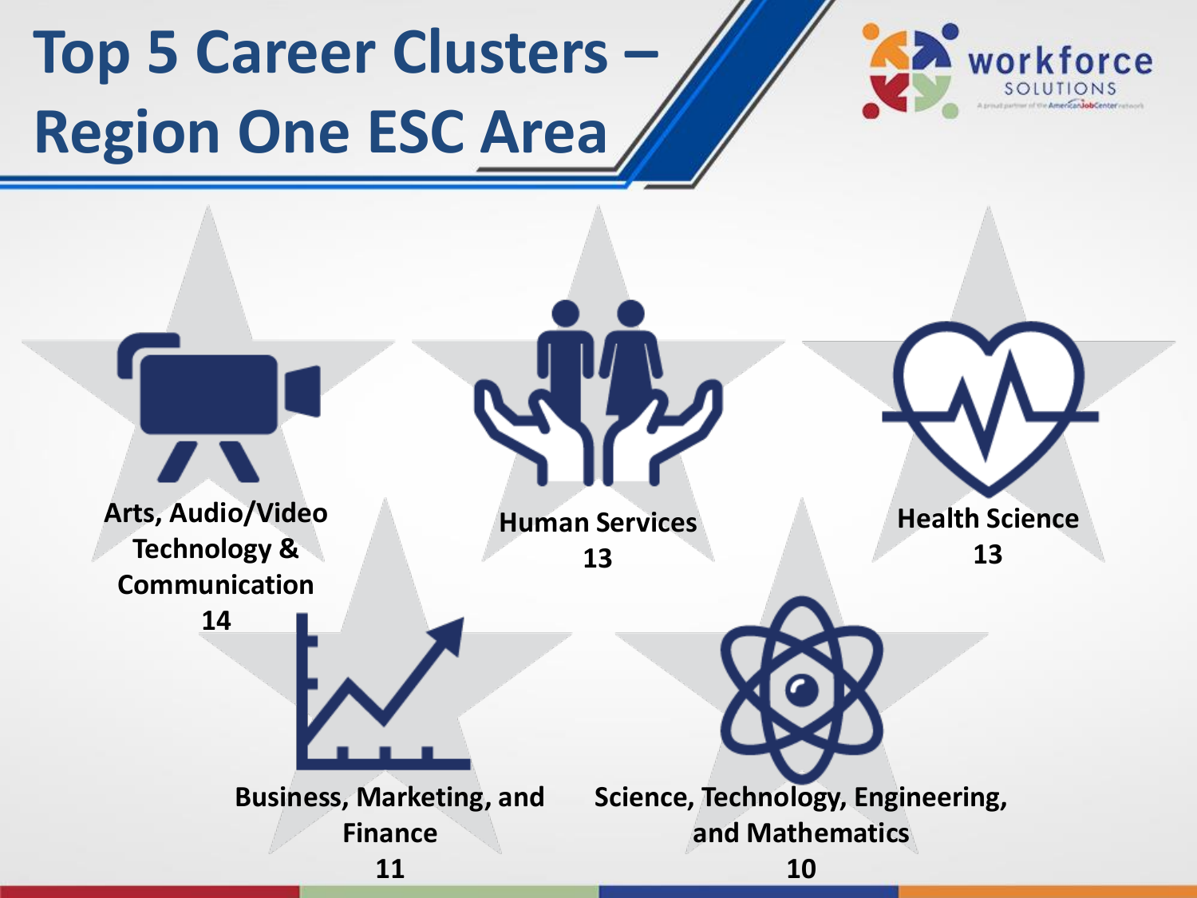# Top 5 Career Clusters – Region One ESC Area

**Arts, Audio/Video Technology & Communication**
**14**

**Human Services**
**13**

**Health Science**
**13**

**Business, Marketing, and Finance**
**11**

**Science, Technology, Engineering, and Mathematics**
**10**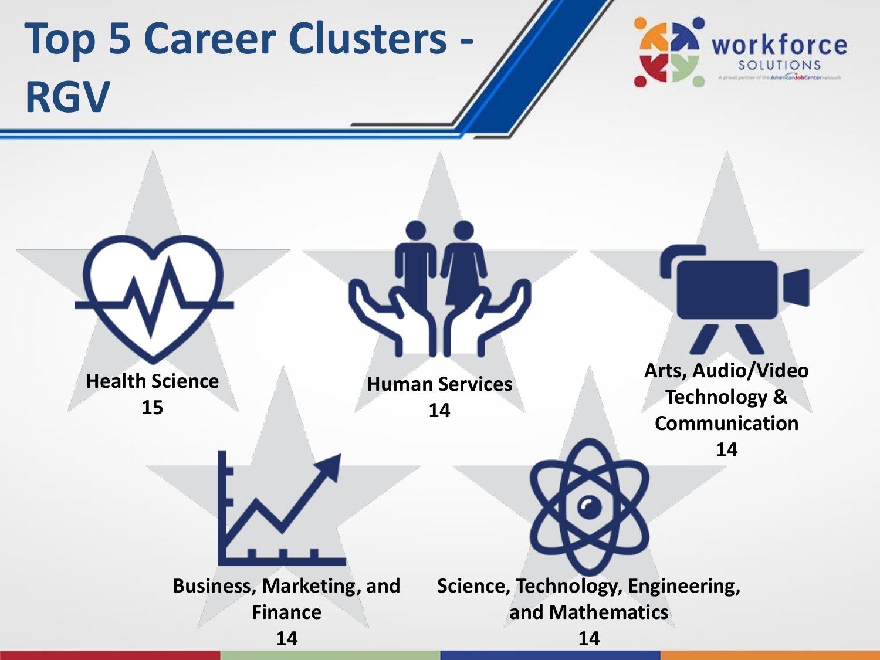# Top 5 Career Clusters - RGV

workforce SOLUTIONS

A proud partner of the AmericanJobCenter network

**Health Science**
**15**

**Human Services**
**14**

**Arts, Audio/Video Technology & Communication**
**14**

**Business, Marketing, and Finance**
**14**

**Science, Technology, Engineering, and Mathematics**
**14**